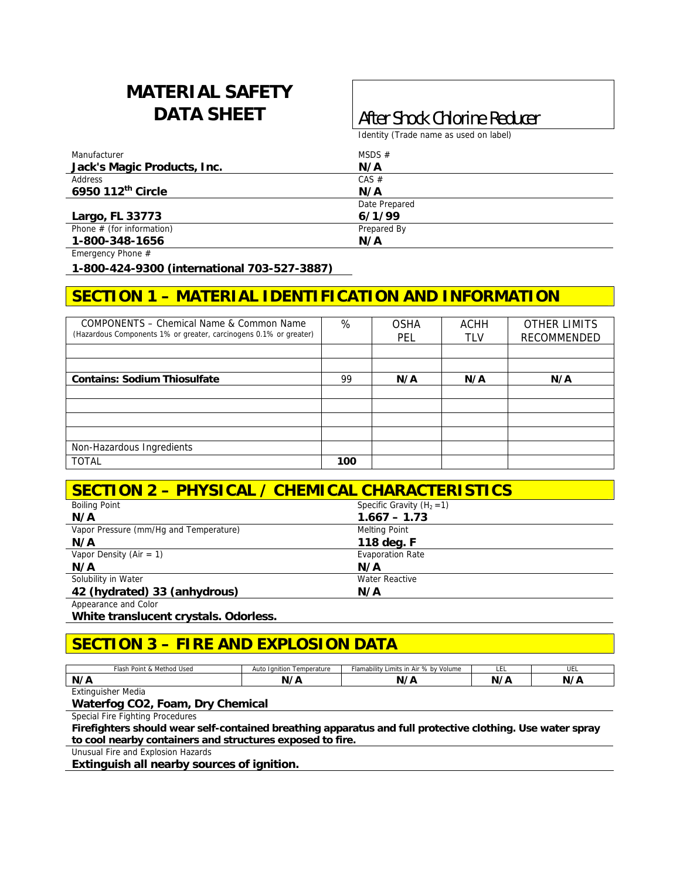# MATERIAL SAFETY DATA SHEET

**After Shock Chlorine Reducer**

Identity (Trade name as used on label)

| | |
|---|---|
| Manufacturer<br>**Jack's Magic Products, Inc.** | MSDS #<br>**N/A** |
| Address<br>**6950 112th Circle** | CAS #<br>**N/A** |
| **Largo, FL 33773** | Date Prepared<br>**6/1/99** |
| Phone # (for information)<br>**1-800-348-1656** | Prepared By<br>**N/A** |

Emergency Phone #

**1-800-424-9300 (international 703-527-3887)**

## SECTION 1 – MATERIAL IDENTIFICATION AND INFORMATION

| COMPONENTS – Chemical Name & Common Name (Hazardous Components 1% or greater, carcinogens 0.1% or greater) | % | OSHA PEL | ACHH TLV | OTHER LIMITS RECOMMENDED |
|---|---|---|---|---|
| | | | | |
| | | | | |
| **Contains: Sodium Thiosulfate** | 99 | **N/A** | **N/A** | **N/A** |
| | | | | |
| | | | | |
| | | | | |
| | | | | |
| Non-Hazardous Ingredients | | | | |
| TOTAL | **100** | | | |

## SECTION 2 – PHYSICAL / CHEMICAL CHARACTERISTICS

| | |
|---|---|
| Boiling Point<br>**N/A** | Specific Gravity ($H_2$ =1)<br>**1.667 – 1.73** |
| Vapor Pressure (mm/Hg and Temperature)<br>**N/A** | Melting Point<br>**118 deg. F** |
| Vapor Density (Air = 1)<br>**N/A** | Evaporation Rate<br>**N/A** |
| Solubility in Water<br>**42 (hydrated) 33 (anhydrous)** | Water Reactive<br>**N/A** |

Appearance and Color

**White translucent crystals. Odorless.**

## SECTION 3 – FIRE AND EXPLOSION DATA

| Flash Point & Method Used | Auto Ignition Temperature | Flamability Limits in Air % by Volume | LEL | UEL |
|---|---|---|---|---|
| **N/A** | **N/A** | **N/A** | **N/A** | **N/A** |

Extinguisher Media

**Waterfog CO2, Foam, Dry Chemical**

Special Fire Fighting Procedures

**Firefighters should wear self-contained breathing apparatus and full protective clothing. Use water spray to cool nearby containers and structures exposed to fire.**

Unusual Fire and Explosion Hazards

**Extinguish all nearby sources of ignition.**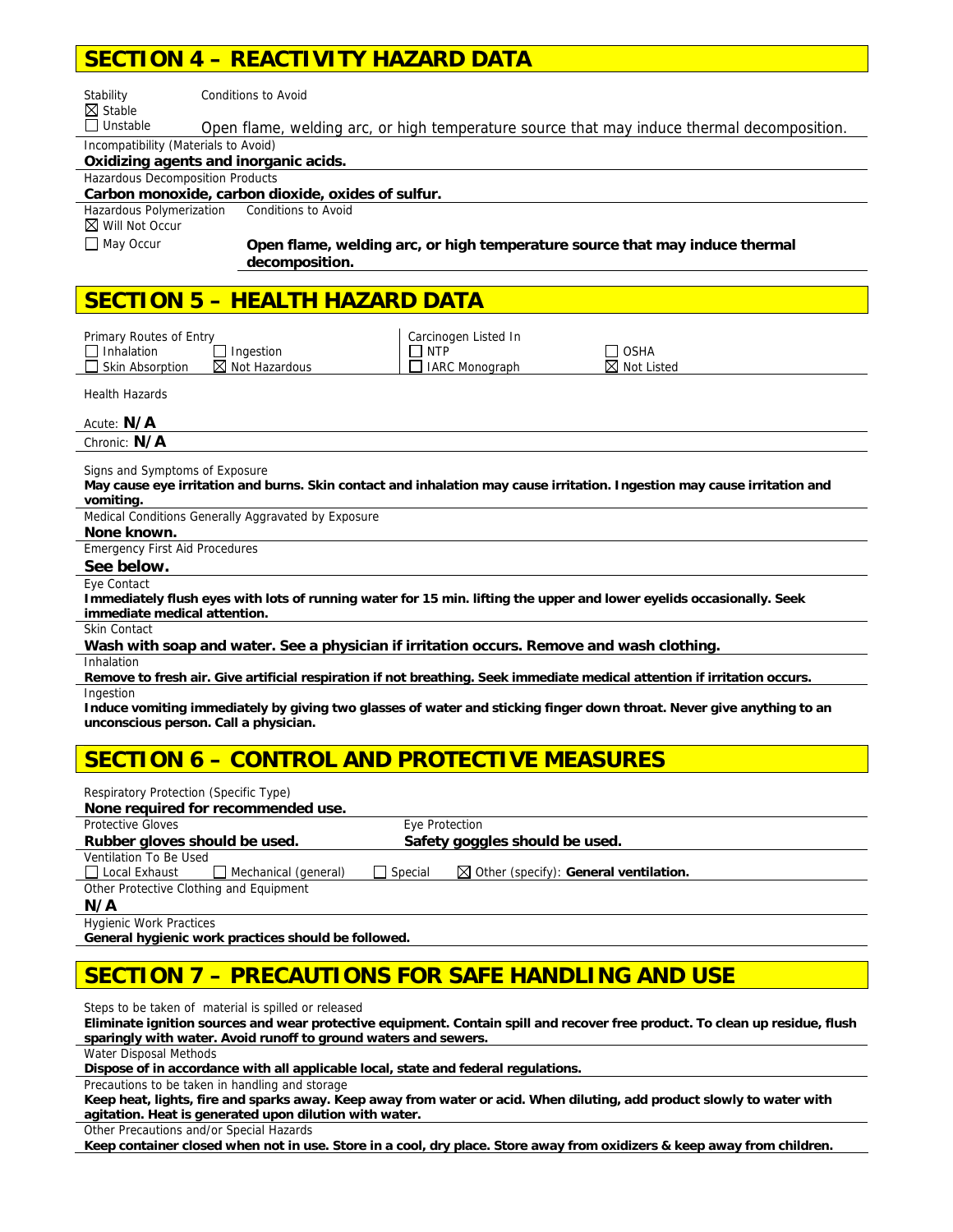## SECTION 4 – REACTIVITY HAZARD DATA

Stability

☒ Stable
☐ Unstable

Conditions to Avoid

Open flame, welding arc, or high temperature source that may induce thermal decomposition.

Incompatibility (Materials to Avoid)

**Oxidizing agents and inorganic acids.**

Hazardous Decomposition Products

**Carbon monoxide, carbon dioxide, oxides of sulfur.**

Hazardous Polymerization

☒ Will Not Occur
☐ May Occur

Conditions to Avoid

**Open flame, welding arc, or high temperature source that may induce thermal decomposition.**

## SECTION 5 – HEALTH HAZARD DATA

Primary Routes of Entry

☐ Inhalation ☐ Ingestion
☐ Skin Absorption ☒ Not Hazardous

Carcinogen Listed In

☐ NTP ☐ OSHA
☐ IARC Monograph ☒ Not Listed

Health Hazards

Acute: **N/A**

Chronic: **N/A**

Signs and Symptoms of Exposure

**May cause eye irritation and burns. Skin contact and inhalation may cause irritation. Ingestion may cause irritation and vomiting.**

Medical Conditions Generally Aggravated by Exposure

**None known.**

Emergency First Aid Procedures

**See below.**

Eye Contact

**Immediately flush eyes with lots of running water for 15 min. lifting the upper and lower eyelids occasionally. Seek immediate medical attention.**

Skin Contact

**Wash with soap and water. See a physician if irritation occurs. Remove and wash clothing.**

Inhalation

**Remove to fresh air. Give artificial respiration if not breathing. Seek immediate medical attention if irritation occurs.**

Ingestion

**Induce vomiting immediately by giving two glasses of water and sticking finger down throat. Never give anything to an unconscious person. Call a physician.**

## SECTION 6 – CONTROL AND PROTECTIVE MEASURES

Respiratory Protection (Specific Type)

**None required for recommended use.**

Protective Gloves

**Rubber gloves should be used.**

Eye Protection

**Safety goggles should be used.**

Ventilation To Be Used

☐ Local Exhaust ☐ Mechanical (general) ☐ Special ☒ Other (specify): **General ventilation.**

Other Protective Clothing and Equipment

**N/A**

Hygienic Work Practices

**General hygienic work practices should be followed.**

## SECTION 7 – PRECAUTIONS FOR SAFE HANDLING AND USE

Steps to be taken of material is spilled or released

**Eliminate ignition sources and wear protective equipment. Contain spill and recover free product. To clean up residue, flush sparingly with water. Avoid runoff to ground waters and sewers.**

Water Disposal Methods

**Dispose of in accordance with all applicable local, state and federal regulations.**

Precautions to be taken in handling and storage

**Keep heat, lights, fire and sparks away. Keep away from water or acid. When diluting, add product slowly to water with agitation. Heat is generated upon dilution with water.**

Other Precautions and/or Special Hazards

**Keep container closed when not in use. Store in a cool, dry place. Store away from oxidizers & keep away from children.**